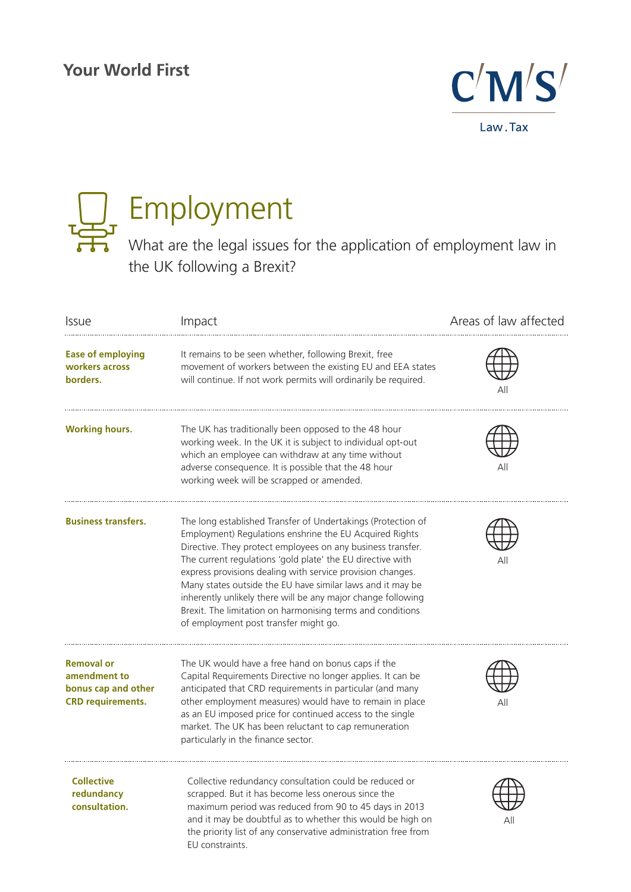Your World First

CMS Law.Tax

# Employment

What are the legal issues for the application of employment law in the UK following a Brexit?

| Issue | Impact | Areas of law affected |
|---|---|---|
| **Ease of employing workers across borders.** | It remains to be seen whether, following Brexit, free movement of workers between the existing EU and EEA states will continue. If not work permits will ordinarily be required. | All |
| **Working hours.** | The UK has traditionally been opposed to the 48 hour working week. In the UK it is subject to individual opt-out which an employee can withdraw at any time without adverse consequence. It is possible that the 48 hour working week will be scrapped or amended. | All |
| **Business transfers.** | The long established Transfer of Undertakings (Protection of Employment) Regulations enshrine the EU Acquired Rights Directive. They protect employees on any business transfer. The current regulations 'gold plate' the EU directive with express provisions dealing with service provision changes. Many states outside the EU have similar laws and it may be inherently unlikely there will be any major change following Brexit. The limitation on harmonising terms and conditions of employment post transfer might go. | All |
| **Removal or amendment to bonus cap and other CRD requirements.** | The UK would have a free hand on bonus caps if the Capital Requirements Directive no longer applies. It can be anticipated that CRD requirements in particular (and many other employment measures) would have to remain in place as an EU imposed price for continued access to the single market. The UK has been reluctant to cap remuneration particularly in the finance sector. | All |
| **Collective redundancy consultation.** | Collective redundancy consultation could be reduced or scrapped. But it has become less onerous since the maximum period was reduced from 90 to 45 days in 2013 and it may be doubtful as to whether this would be high on the priority list of any conservative administration free from EU constraints. | All |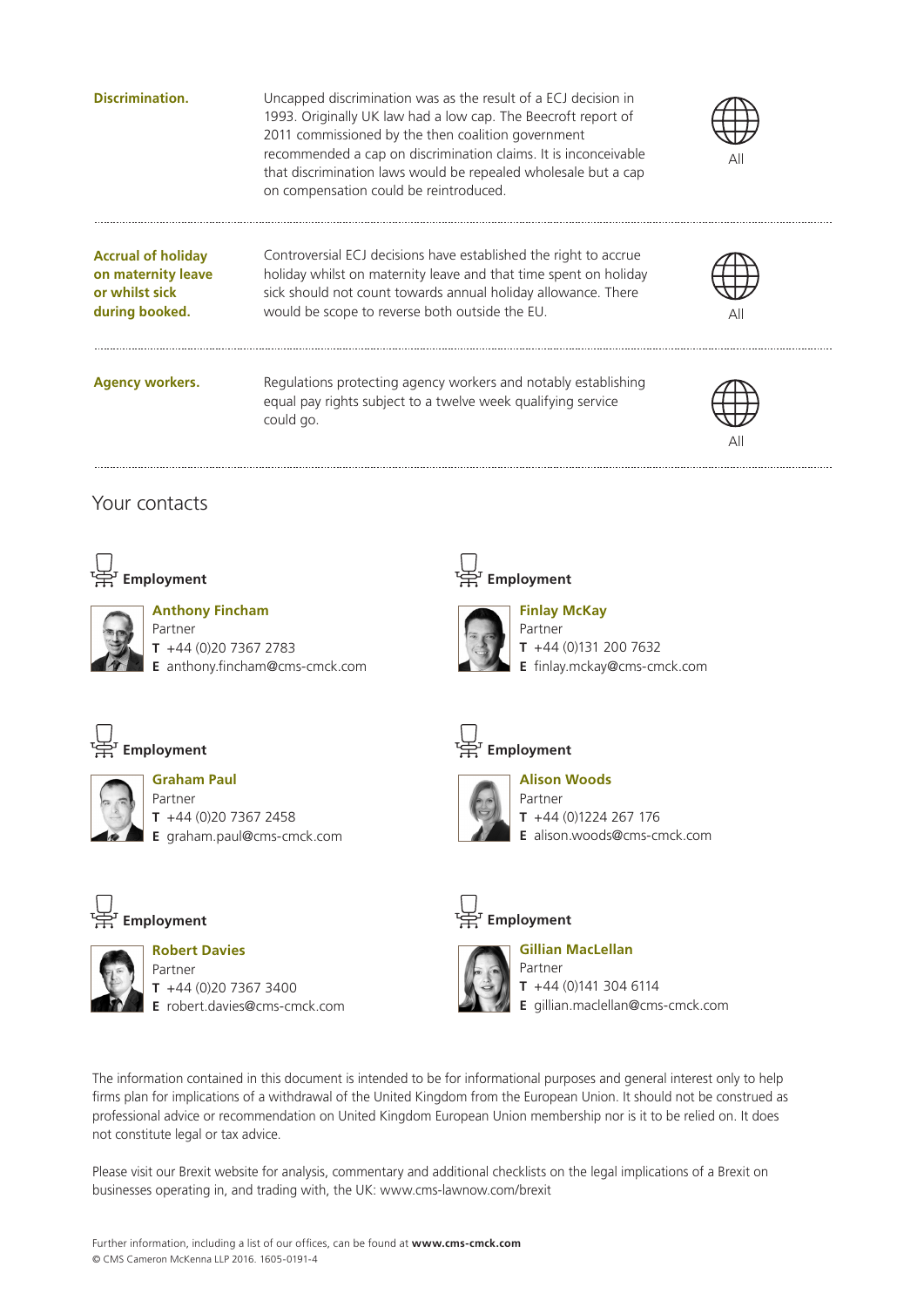| | | |
|---|---|---|
| **Discrimination.** | Uncapped discrimination was as the result of a ECJ decision in 1993. Originally UK law had a low cap. The Beecroft report of 2011 commissioned by the then coalition government recommended a cap on discrimination claims. It is inconceivable that discrimination laws would be repealed wholesale but a cap on compensation could be reintroduced. | All |
| **Accrual of holiday on maternity leave or whilst sick during booked.** | Controversial ECJ decisions have established the right to accrue holiday whilst on maternity leave and that time spent on holiday sick should not count towards annual holiday allowance. There would be scope to reverse both outside the EU. | All |
| **Agency workers.** | Regulations protecting agency workers and notably establishing equal pay rights subject to a twelve week qualifying service could go. | All |

## Your contacts

**Employment**

**Anthony Fincham**
Partner
**T** +44 (0)20 7367 2783
**E** anthony.fincham@cms-cmck.com

**Employment**

**Finlay McKay**
Partner
**T** +44 (0)131 200 7632
**E** finlay.mckay@cms-cmck.com

**Employment**

**Graham Paul**
Partner
**T** +44 (0)20 7367 2458
**E** graham.paul@cms-cmck.com

**Employment**

**Alison Woods**
Partner
**T** +44 (0)1224 267 176
**E** alison.woods@cms-cmck.com

**Employment**

**Robert Davies**
Partner
**T** +44 (0)20 7367 3400
**E** robert.davies@cms-cmck.com

**Employment**

**Gillian MacLellan**
Partner
**T** +44 (0)141 304 6114
**E** gillian.maclellan@cms-cmck.com

The information contained in this document is intended to be for informational purposes and general interest only to help firms plan for implications of a withdrawal of the United Kingdom from the European Union. It should not be construed as professional advice or recommendation on United Kingdom European Union membership nor is it to be relied on. It does not constitute legal or tax advice.

Please visit our Brexit website for analysis, commentary and additional checklists on the legal implications of a Brexit on businesses operating in, and trading with, the UK: www.cms-lawnow.com/brexit

Further information, including a list of our offices, can be found at **www.cms-cmck.com**
© CMS Cameron McKenna LLP 2016. 1605-0191-4